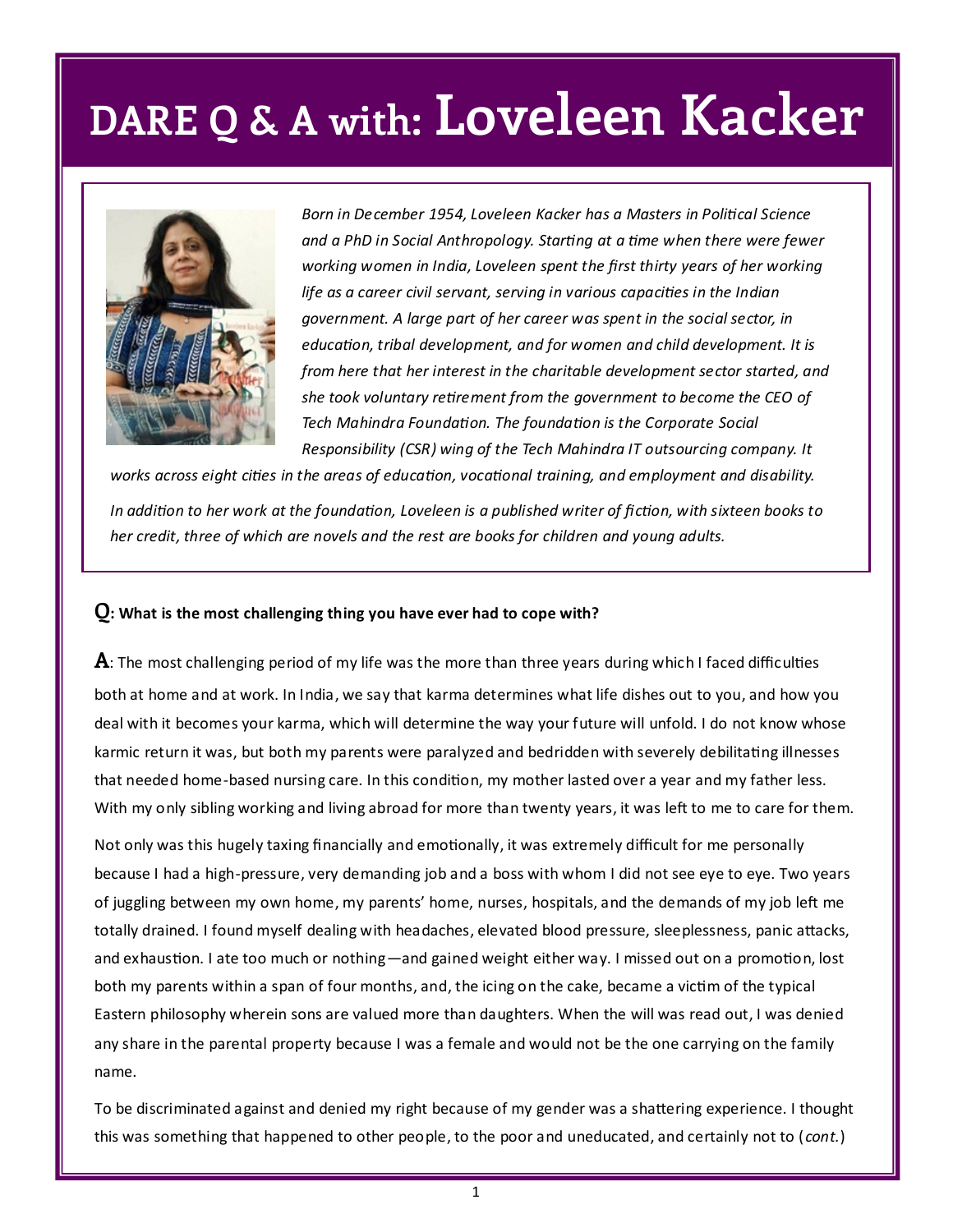# DARE Q & A with: Loveleen Kacker

*Born in December 1954, Loveleen Kacker has a Masters in Political Science and a PhD in Social Anthropology. Starting at a time when there were fewer working women in India, Loveleen spent the first thirty years of her working life as a career civil servant, serving in various capacities in the Indian government. A large part of her career was spent in the social sector, in education, tribal development, and for women and child development. It is from here that her interest in the charitable development sector started, and she took voluntary retirement from the government to become the CEO of Tech Mahindra Foundation. The foundation is the Corporate Social Responsibility (CSR) wing of the Tech Mahindra IT outsourcing company. It works across eight cities in the areas of education, vocational training, and employment and disability.*

*In addition to her work at the foundation, Loveleen is a published writer of fiction, with sixteen books to her credit, three of which are novels and the rest are books for children and young adults.*

**Q: What is the most challenging thing you have ever had to cope with?**

**A**: The most challenging period of my life was the more than three years during which I faced difficulties both at home and at work. In India, we say that karma determines what life dishes out to you, and how you deal with it becomes your karma, which will determine the way your future will unfold. I do not know whose karmic return it was, but both my parents were paralyzed and bedridden with severely debilitating illnesses that needed home-based nursing care. In this condition, my mother lasted over a year and my father less. With my only sibling working and living abroad for more than twenty years, it was left to me to care for them.

Not only was this hugely taxing financially and emotionally, it was extremely difficult for me personally because I had a high-pressure, very demanding job and a boss with whom I did not see eye to eye. Two years of juggling between my own home, my parents' home, nurses, hospitals, and the demands of my job left me totally drained. I found myself dealing with headaches, elevated blood pressure, sleeplessness, panic attacks, and exhaustion. I ate too much or nothing—and gained weight either way. I missed out on a promotion, lost both my parents within a span of four months, and, the icing on the cake, became a victim of the typical Eastern philosophy wherein sons are valued more than daughters. When the will was read out, I was denied any share in the parental property because I was a female and would not be the one carrying on the family name.

To be discriminated against and denied my right because of my gender was a shattering experience. I thought this was something that happened to other people, to the poor and uneducated, and certainly not to (*cont.*)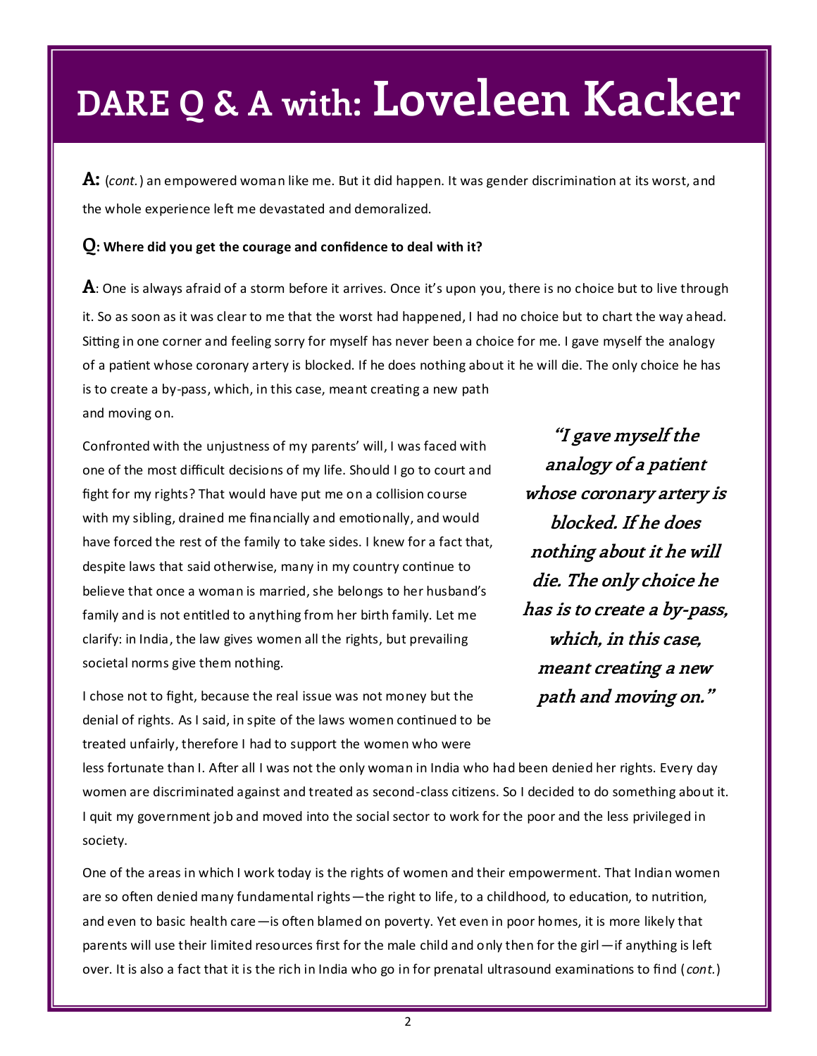# DARE Q & A with: Loveleen Kacker

**A:** (*cont.*) an empowered woman like me. But it did happen. It was gender discrimination at its worst, and the whole experience left me devastated and demoralized.

**Q: Where did you get the courage and confidence to deal with it?**

**A**: One is always afraid of a storm before it arrives. Once it's upon you, there is no choice but to live through it. So as soon as it was clear to me that the worst had happened, I had no choice but to chart the way ahead. Sitting in one corner and feeling sorry for myself has never been a choice for me. I gave myself the analogy of a patient whose coronary artery is blocked. If he does nothing about it he will die. The only choice he has is to create a by-pass, which, in this case, meant creating a new path and moving on.

Confronted with the unjustness of my parents' will, I was faced with one of the most difficult decisions of my life. Should I go to court and fight for my rights? That would have put me on a collision course with my sibling, drained me financially and emotionally, and would have forced the rest of the family to take sides. I knew for a fact that, despite laws that said otherwise, many in my country continue to believe that once a woman is married, she belongs to her husband's family and is not entitled to anything from her birth family. Let me clarify: in India, the law gives women all the rights, but prevailing societal norms give them nothing.

> ***"I gave myself the analogy of a patient whose coronary artery is blocked. If he does nothing about it he will die. The only choice he has is to create a by-pass, which, in this case, meant creating a new path and moving on."***

I chose not to fight, because the real issue was not money but the denial of rights. As I said, in spite of the laws women continued to be treated unfairly, therefore I had to support the women who were less fortunate than I. After all I was not the only woman in India who had been denied her rights. Every day women are discriminated against and treated as second-class citizens. So I decided to do something about it. I quit my government job and moved into the social sector to work for the poor and the less privileged in society.

One of the areas in which I work today is the rights of women and their empowerment. That Indian women are so often denied many fundamental rights—the right to life, to a childhood, to education, to nutrition, and even to basic health care—is often blamed on poverty. Yet even in poor homes, it is more likely that parents will use their limited resources first for the male child and only then for the girl—if anything is left over. It is also a fact that it is the rich in India who go in for prenatal ultrasound examinations to find (*cont.*)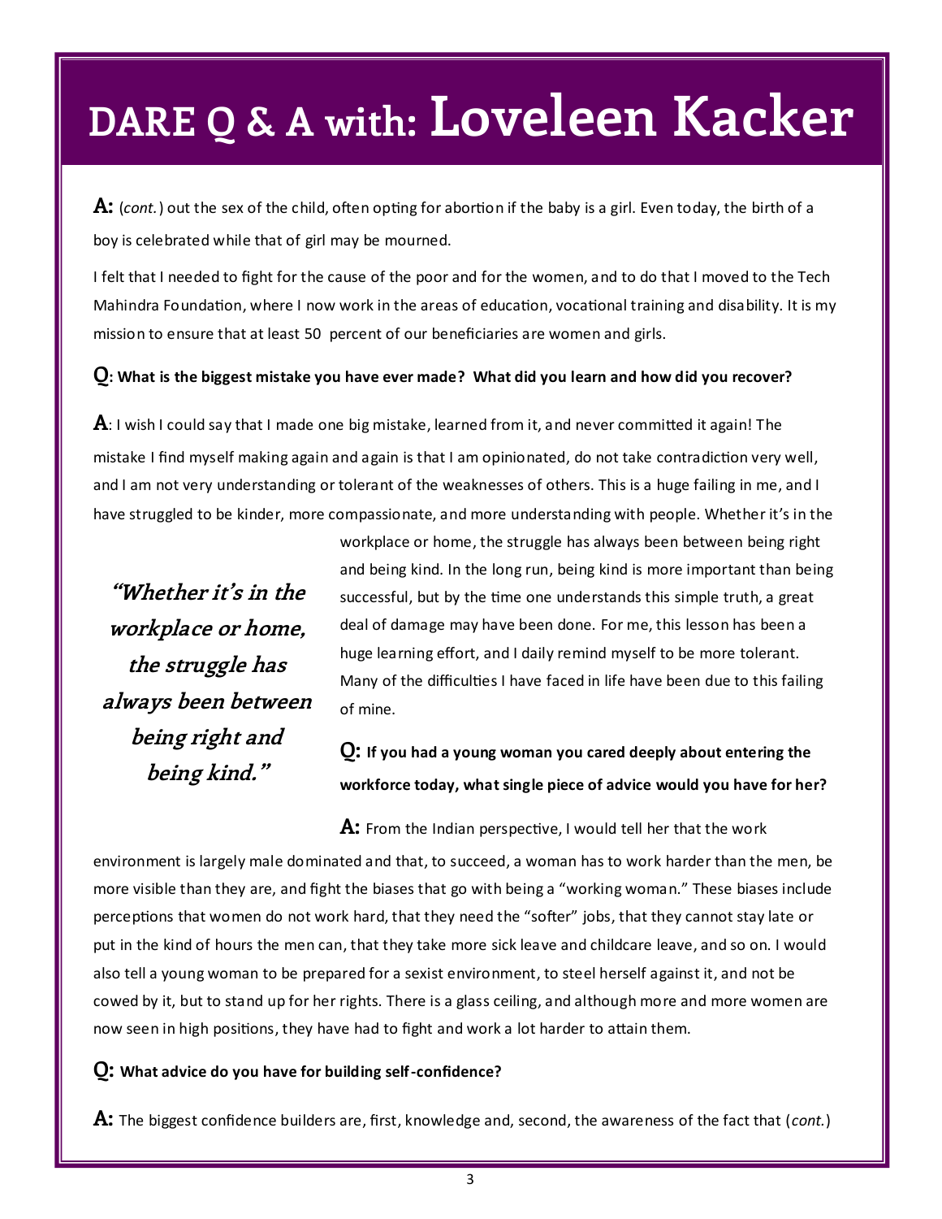# DARE Q & A with: Loveleen Kacker

**A:** (*cont.*) out the sex of the child, often opting for abortion if the baby is a girl. Even today, the birth of a boy is celebrated while that of girl may be mourned.

I felt that I needed to fight for the cause of the poor and for the women, and to do that I moved to the Tech Mahindra Foundation, where I now work in the areas of education, vocational training and disability. It is my mission to ensure that at least 50 percent of our beneficiaries are women and girls.

**Q: What is the biggest mistake you have ever made? What did you learn and how did you recover?**

**A**: I wish I could say that I made one big mistake, learned from it, and never committed it again! The mistake I find myself making again and again is that I am opinionated, do not take contradiction very well, and I am not very understanding or tolerant of the weaknesses of others. This is a huge failing in me, and I have struggled to be kinder, more compassionate, and more understanding with people. Whether it's in the workplace or home, the struggle has always been between being right and being kind. In the long run, being kind is more important than being successful, but by the time one understands this simple truth, a great deal of damage may have been done. For me, this lesson has been a huge learning effort, and I daily remind myself to be more tolerant. Many of the difficulties I have faced in life have been due to this failing of mine.

> ***"Whether it's in the workplace or home, the struggle has always been between being right and being kind."***

**Q: If you had a young woman you cared deeply about entering the workforce today, what single piece of advice would you have for her?**

**A:** From the Indian perspective, I would tell her that the work environment is largely male dominated and that, to succeed, a woman has to work harder than the men, be more visible than they are, and fight the biases that go with being a "working woman." These biases include perceptions that women do not work hard, that they need the "softer" jobs, that they cannot stay late or put in the kind of hours the men can, that they take more sick leave and childcare leave, and so on. I would also tell a young woman to be prepared for a sexist environment, to steel herself against it, and not be cowed by it, but to stand up for her rights. There is a glass ceiling, and although more and more women are now seen in high positions, they have had to fight and work a lot harder to attain them.

**Q: What advice do you have for building self-confidence?**

**A:** The biggest confidence builders are, first, knowledge and, second, the awareness of the fact that (*cont.*)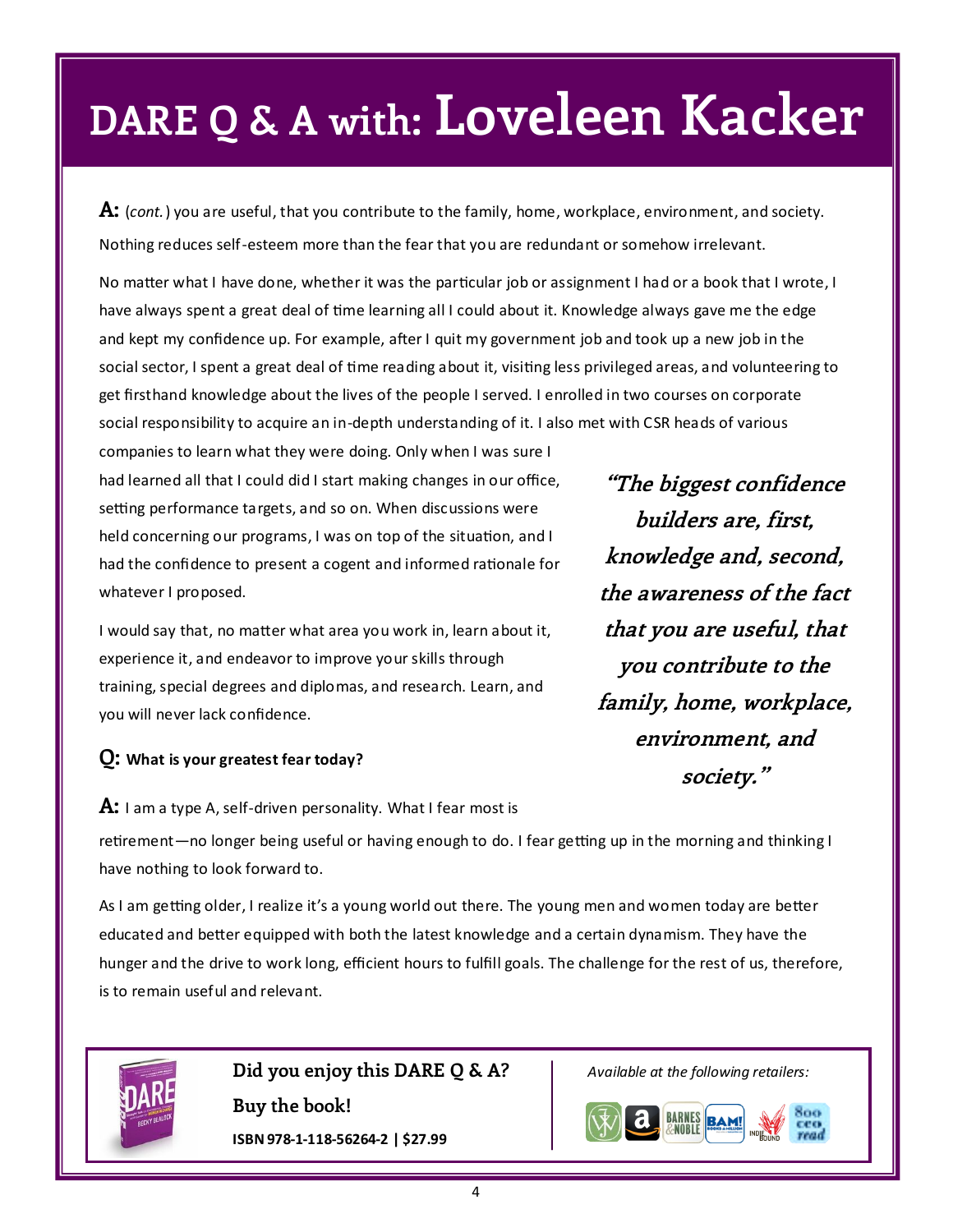# DARE Q & A with: Loveleen Kacker

**A:** (*cont.*) you are useful, that you contribute to the family, home, workplace, environment, and society. Nothing reduces self-esteem more than the fear that you are redundant or somehow irrelevant.

No matter what I have done, whether it was the particular job or assignment I had or a book that I wrote, I have always spent a great deal of time learning all I could about it. Knowledge always gave me the edge and kept my confidence up. For example, after I quit my government job and took up a new job in the social sector, I spent a great deal of time reading about it, visiting less privileged areas, and volunteering to get firsthand knowledge about the lives of the people I served. I enrolled in two courses on corporate social responsibility to acquire an in-depth understanding of it. I also met with CSR heads of various companies to learn what they were doing. Only when I was sure I had learned all that I could did I start making changes in our office, setting performance targets, and so on. When discussions were held concerning our programs, I was on top of the situation, and I had the confidence to present a cogent and informed rationale for whatever I proposed.

> ***"The biggest confidence builders are, first, knowledge and, second, the awareness of the fact that you are useful, that you contribute to the family, home, workplace, environment, and society."***

I would say that, no matter what area you work in, learn about it, experience it, and endeavor to improve your skills through training, special degrees and diplomas, and research. Learn, and you will never lack confidence.

**Q: What is your greatest fear today?**

**A:** I am a type A, self-driven personality. What I fear most is retirement—no longer being useful or having enough to do. I fear getting up in the morning and thinking I have nothing to look forward to.

As I am getting older, I realize it's a young world out there. The young men and women today are better educated and better equipped with both the latest knowledge and a certain dynamism. They have the hunger and the drive to work long, efficient hours to fulfill goals. The challenge for the rest of us, therefore, is to remain useful and relevant.

**Did you enjoy this DARE Q & A?**

**Buy the book!**

**ISBN 978-1-118-56264-2 | $27.99**

*Available at the following retailers:*